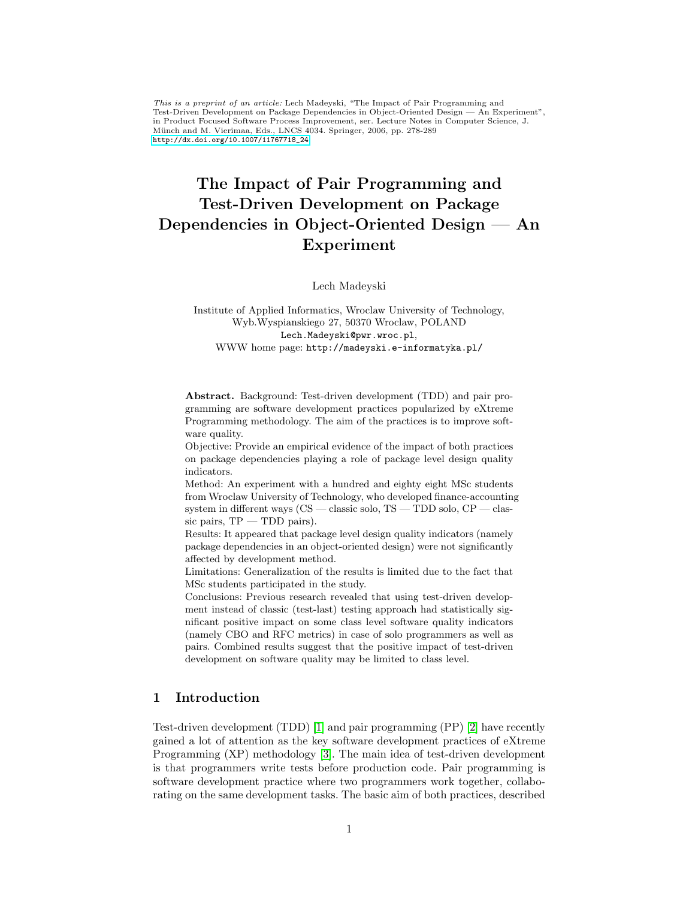*This is a preprint of an article:* Lech Madeyski, "The Impact of Pair Programming and Test-Driven Development on Package Dependencies in Object-Oriented Design — An Experiment", in Product Focused Software Process Improvement, ser. Lecture Notes in Computer Science, J. Münch and M. Vierimaa, Eds., LNCS 4034. Springer, 2006, pp. 278-289
http://dx.doi.org/10.1007/11767718_24

# The Impact of Pair Programming and Test-Driven Development on Package Dependencies in Object-Oriented Design — An Experiment

Lech Madeyski

Institute of Applied Informatics, Wroclaw University of Technology,
Wyb.Wyspianskiego 27, 50370 Wroclaw, POLAND
Lech.Madeyski@pwr.wroc.pl,
WWW home page: http://madeyski.e-informatyka.pl/

**Abstract.** Background: Test-driven development (TDD) and pair programming are software development practices popularized by eXtreme Programming methodology. The aim of the practices is to improve software quality.
Objective: Provide an empirical evidence of the impact of both practices on package dependencies playing a role of package level design quality indicators.
Method: An experiment with a hundred and eighty eight MSc students from Wroclaw University of Technology, who developed finance-accounting system in different ways (CS — classic solo, TS — TDD solo, CP — classic pairs, TP — TDD pairs).
Results: It appeared that package level design quality indicators (namely package dependencies in an object-oriented design) were not significantly affected by development method.
Limitations: Generalization of the results is limited due to the fact that MSc students participated in the study.
Conclusions: Previous research revealed that using test-driven development instead of classic (test-last) testing approach had statistically significant positive impact on some class level software quality indicators (namely CBO and RFC metrics) in case of solo programmers as well as pairs. Combined results suggest that the positive impact of test-driven development on software quality may be limited to class level.

## 1 Introduction

Test-driven development (TDD) [1] and pair programming (PP) [2] have recently gained a lot of attention as the key software development practices of eXtreme Programming (XP) methodology [3]. The main idea of test-driven development is that programmers write tests before production code. Pair programming is software development practice where two programmers work together, collaborating on the same development tasks. The basic aim of both practices, described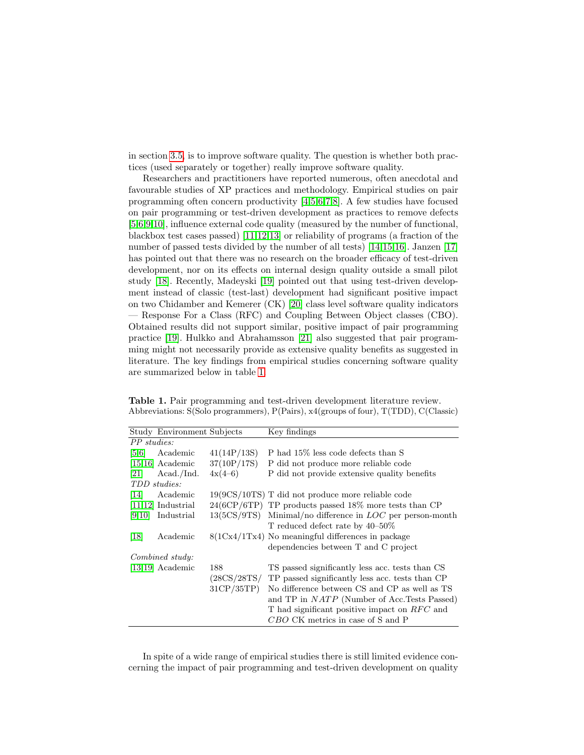in section 3.5, is to improve software quality. The question is whether both practices (used separately or together) really improve software quality.

Researchers and practitioners have reported numerous, often anecdotal and favourable studies of XP practices and methodology. Empirical studies on pair programming often concern productivity [4,5,6,7,8]. A few studies have focused on pair programming or test-driven development as practices to remove defects [5,6,9,10], influence external code quality (measured by the number of functional, blackbox test cases passed) [11,12,13] or reliability of programs (a fraction of the number of passed tests divided by the number of all tests) [14,15,16]. Janzen [17] has pointed out that there was no research on the broader efficacy of test-driven development, nor on its effects on internal design quality outside a small pilot study [18]. Recently, Madeyski [19] pointed out that using test-driven development instead of classic (test-last) development had significant positive impact on two Chidamber and Kemerer (CK) [20] class level software quality indicators — Response For a Class (RFC) and Coupling Between Object classes (CBO). Obtained results did not support similar, positive impact of pair programming practice [19]. Hulkko and Abrahamsson [21] also suggested that pair programming might not necessarily provide as extensive quality benefits as suggested in literature. The key findings from empirical studies concerning software quality are summarized below in table 1.

**Table 1.** Pair programming and test-driven development literature review. Abbreviations: S(Solo programmers), P(Pairs), x4(groups of four), T(TDD), C(Classic)

| Study | Environment | Subjects | Key findings |
|---|---|---|---|
| *PP studies:* | | | |
| [5,6] | Academic | 41(14P/13S) | P had 15% less code defects than S |
| [15,16] | Academic | 37(10P/17S) | P did not produce more reliable code |
| [21] | Acad./Ind. | 4x(4–6) | P did not provide extensive quality benefits |
| *TDD studies:* | | | |
| [14] | Academic | 19(9CS/10TS) | T did not produce more reliable code |
| [11,12] | Industrial | 24(6CP/6TP) | TP products passed 18% more tests than CP |
| [9,10] | Industrial | 13(5CS/9TS) | Minimal/no difference in $LOC$ per person-month<br>T reduced defect rate by 40–50% |
| [18] | Academic | 8(1Cx4/1Tx4) | No meaningful differences in package dependencies between T and C project |
| *Combined study:* | | | |
| [13,19] | Academic | 188 (28CS/28TS/ 31CP/35TP) | TS passed significantly less acc. tests than CS<br>TP passed significantly less acc. tests than CP<br>No difference between CS and CP as well as TS and TP in $NATP$ (Number of Acc.Tests Passed)<br>T had significant positive impact on $RFC$ and $CBO$ CK metrics in case of S and P |

In spite of a wide range of empirical studies there is still limited evidence concerning the impact of pair programming and test-driven development on quality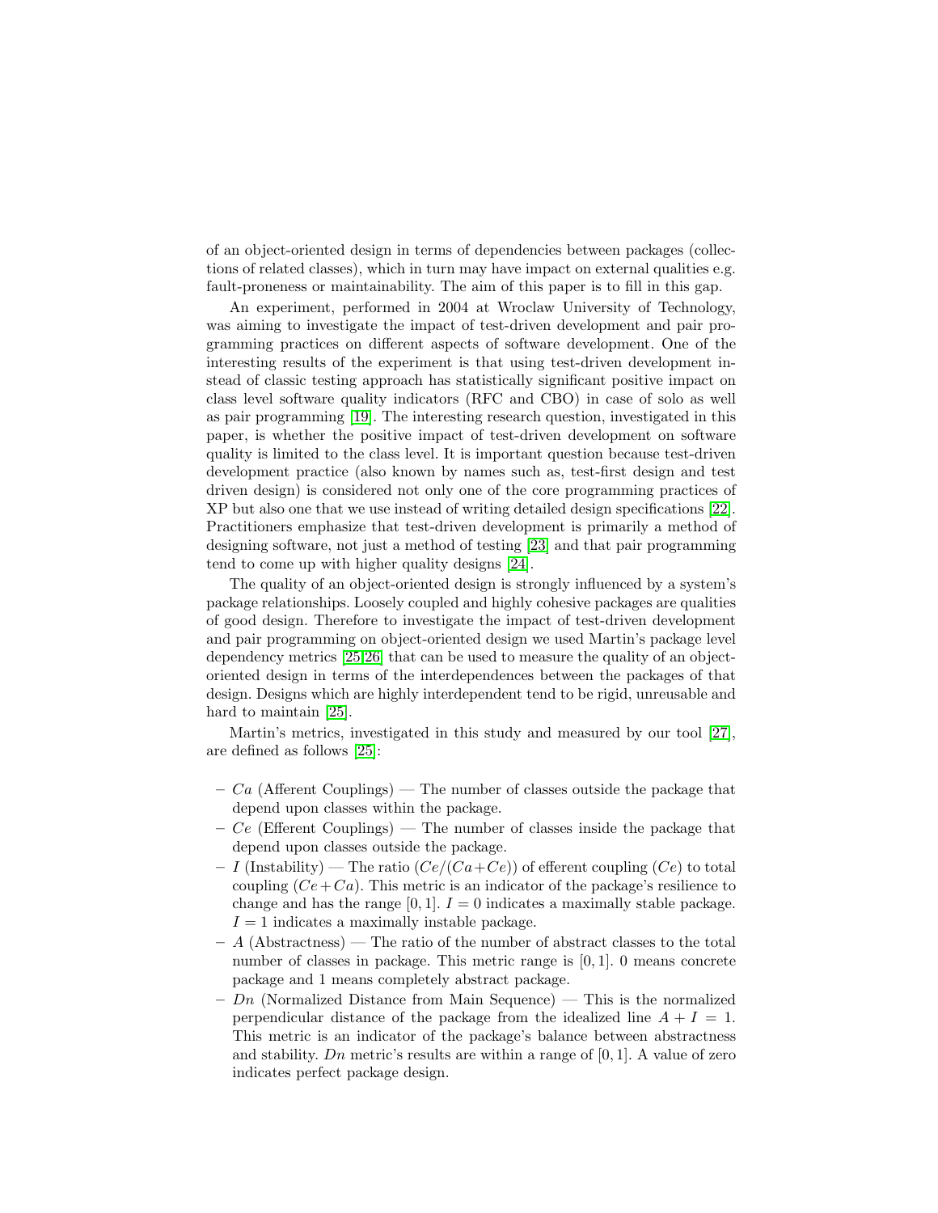of an object-oriented design in terms of dependencies between packages (collections of related classes), which in turn may have impact on external qualities e.g. fault-proneness or maintainability. The aim of this paper is to fill in this gap.

An experiment, performed in 2004 at Wroclaw University of Technology, was aiming to investigate the impact of test-driven development and pair programming practices on different aspects of software development. One of the interesting results of the experiment is that using test-driven development instead of classic testing approach has statistically significant positive impact on class level software quality indicators (RFC and CBO) in case of solo as well as pair programming [19]. The interesting research question, investigated in this paper, is whether the positive impact of test-driven development on software quality is limited to the class level. It is important question because test-driven development practice (also known by names such as, test-first design and test driven design) is considered not only one of the core programming practices of XP but also one that we use instead of writing detailed design specifications [22]. Practitioners emphasize that test-driven development is primarily a method of designing software, not just a method of testing [23] and that pair programming tend to come up with higher quality designs [24].

The quality of an object-oriented design is strongly influenced by a system's package relationships. Loosely coupled and highly cohesive packages are qualities of good design. Therefore to investigate the impact of test-driven development and pair programming on object-oriented design we used Martin's package level dependency metrics [25,26] that can be used to measure the quality of an object-oriented design in terms of the interdependences between the packages of that design. Designs which are highly interdependent tend to be rigid, unreusable and hard to maintain [25].

Martin's metrics, investigated in this study and measured by our tool [27], are defined as follows [25]:

- $Ca$ (Afferent Couplings) — The number of classes outside the package that depend upon classes within the package.
- $Ce$ (Efferent Couplings) — The number of classes inside the package that depend upon classes outside the package.
- $I$ (Instability) — The ratio ($Ce/(Ca+Ce)$) of efferent coupling ($Ce$) to total coupling ($Ce+Ca$). This metric is an indicator of the package's resilience to change and has the range $[0, 1]$. $I = 0$ indicates a maximally stable package. $I = 1$ indicates a maximally instable package.
- $A$ (Abstractness) — The ratio of the number of abstract classes to the total number of classes in package. This metric range is $[0, 1]$. 0 means concrete package and 1 means completely abstract package.
- $Dn$ (Normalized Distance from Main Sequence) — This is the normalized perpendicular distance of the package from the idealized line $A + I = 1$. This metric is an indicator of the package's balance between abstractness and stability. $Dn$ metric's results are within a range of $[0, 1]$. A value of zero indicates perfect package design.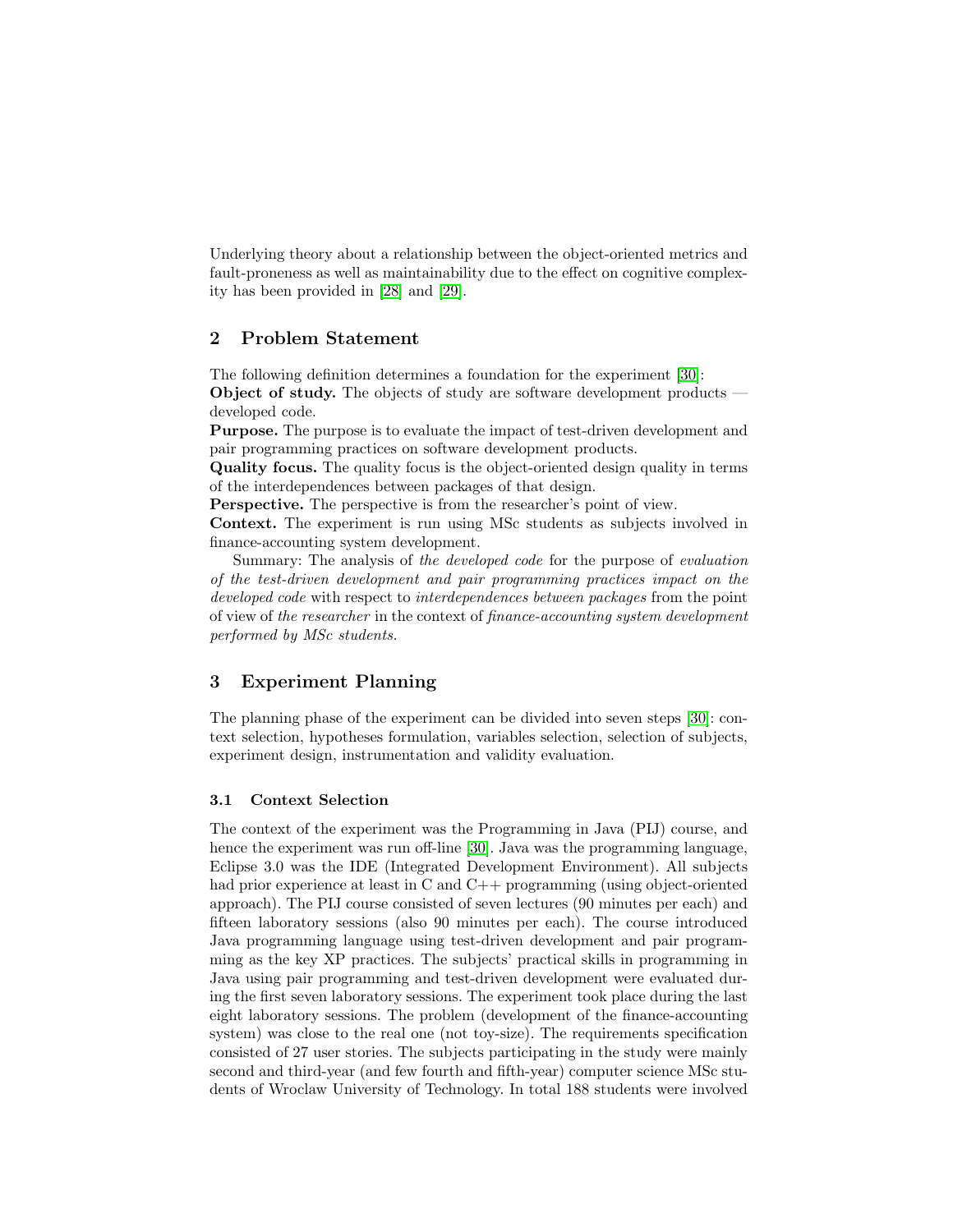Underlying theory about a relationship between the object-oriented metrics and fault-proneness as well as maintainability due to the effect on cognitive complexity has been provided in [28] and [29].

## 2 Problem Statement

The following definition determines a foundation for the experiment [30]:
**Object of study.** The objects of study are software development products — developed code.
**Purpose.** The purpose is to evaluate the impact of test-driven development and pair programming practices on software development products.
**Quality focus.** The quality focus is the object-oriented design quality in terms of the interdependences between packages of that design.
**Perspective.** The perspective is from the researcher's point of view.
**Context.** The experiment is run using MSc students as subjects involved in finance-accounting system development.

Summary: The analysis of *the developed code* for the purpose of *evaluation of the test-driven development and pair programming practices impact on the developed code* with respect to *interdependences between packages* from the point of view of *the researcher* in the context of *finance-accounting system development performed by MSc students.*

## 3 Experiment Planning

The planning phase of the experiment can be divided into seven steps [30]: context selection, hypotheses formulation, variables selection, selection of subjects, experiment design, instrumentation and validity evaluation.

### 3.1 Context Selection

The context of the experiment was the Programming in Java (PIJ) course, and hence the experiment was run off-line [30]. Java was the programming language, Eclipse 3.0 was the IDE (Integrated Development Environment). All subjects had prior experience at least in C and C++ programming (using object-oriented approach). The PIJ course consisted of seven lectures (90 minutes per each) and fifteen laboratory sessions (also 90 minutes per each). The course introduced Java programming language using test-driven development and pair programming as the key XP practices. The subjects' practical skills in programming in Java using pair programming and test-driven development were evaluated during the first seven laboratory sessions. The experiment took place during the last eight laboratory sessions. The problem (development of the finance-accounting system) was close to the real one (not toy-size). The requirements specification consisted of 27 user stories. The subjects participating in the study were mainly second and third-year (and few fourth and fifth-year) computer science MSc students of Wroclaw University of Technology. In total 188 students were involved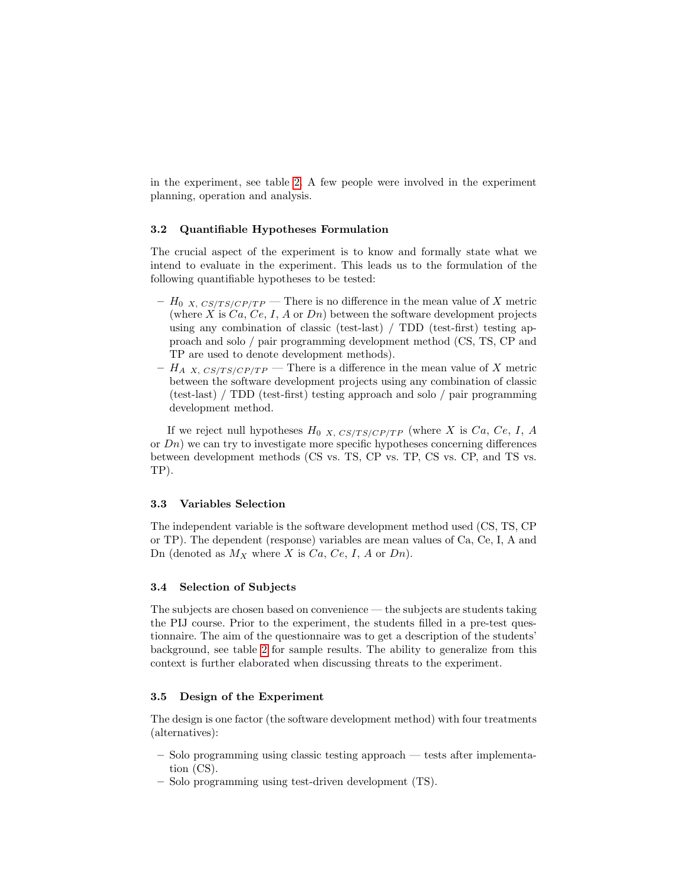in the experiment, see table 2. A few people were involved in the experiment planning, operation and analysis.

### 3.2 Quantifiable Hypotheses Formulation

The crucial aspect of the experiment is to know and formally state what we intend to evaluate in the experiment. This leads us to the formulation of the following quantifiable hypotheses to be tested:

- $H_{0\ X,\ CS/TS/CP/TP}$ — There is no difference in the mean value of $X$ metric (where $X$ is $Ca$, $Ce$, $I$, $A$ or $Dn$) between the software development projects using any combination of classic (test-last) / TDD (test-first) testing approach and solo / pair programming development method (CS, TS, CP and TP are used to denote development methods).
- $H_{A\ X,\ CS/TS/CP/TP}$ — There is a difference in the mean value of $X$ metric between the software development projects using any combination of classic (test-last) / TDD (test-first) testing approach and solo / pair programming development method.

If we reject null hypotheses $H_{0\ X,\ CS/TS/CP/TP}$ (where $X$ is $Ca$, $Ce$, $I$, $A$ or $Dn$) we can try to investigate more specific hypotheses concerning differences between development methods (CS vs. TS, CP vs. TP, CS vs. CP, and TS vs. TP).

### 3.3 Variables Selection

The independent variable is the software development method used (CS, TS, CP or TP). The dependent (response) variables are mean values of Ca, Ce, I, A and Dn (denoted as $M_X$ where $X$ is $Ca$, $Ce$, $I$, $A$ or $Dn$).

### 3.4 Selection of Subjects

The subjects are chosen based on convenience — the subjects are students taking the PIJ course. Prior to the experiment, the students filled in a pre-test questionnaire. The aim of the questionnaire was to get a description of the students' background, see table 2 for sample results. The ability to generalize from this context is further elaborated when discussing threats to the experiment.

### 3.5 Design of the Experiment

The design is one factor (the software development method) with four treatments (alternatives):

- Solo programming using classic testing approach — tests after implementation (CS).
- Solo programming using test-driven development (TS).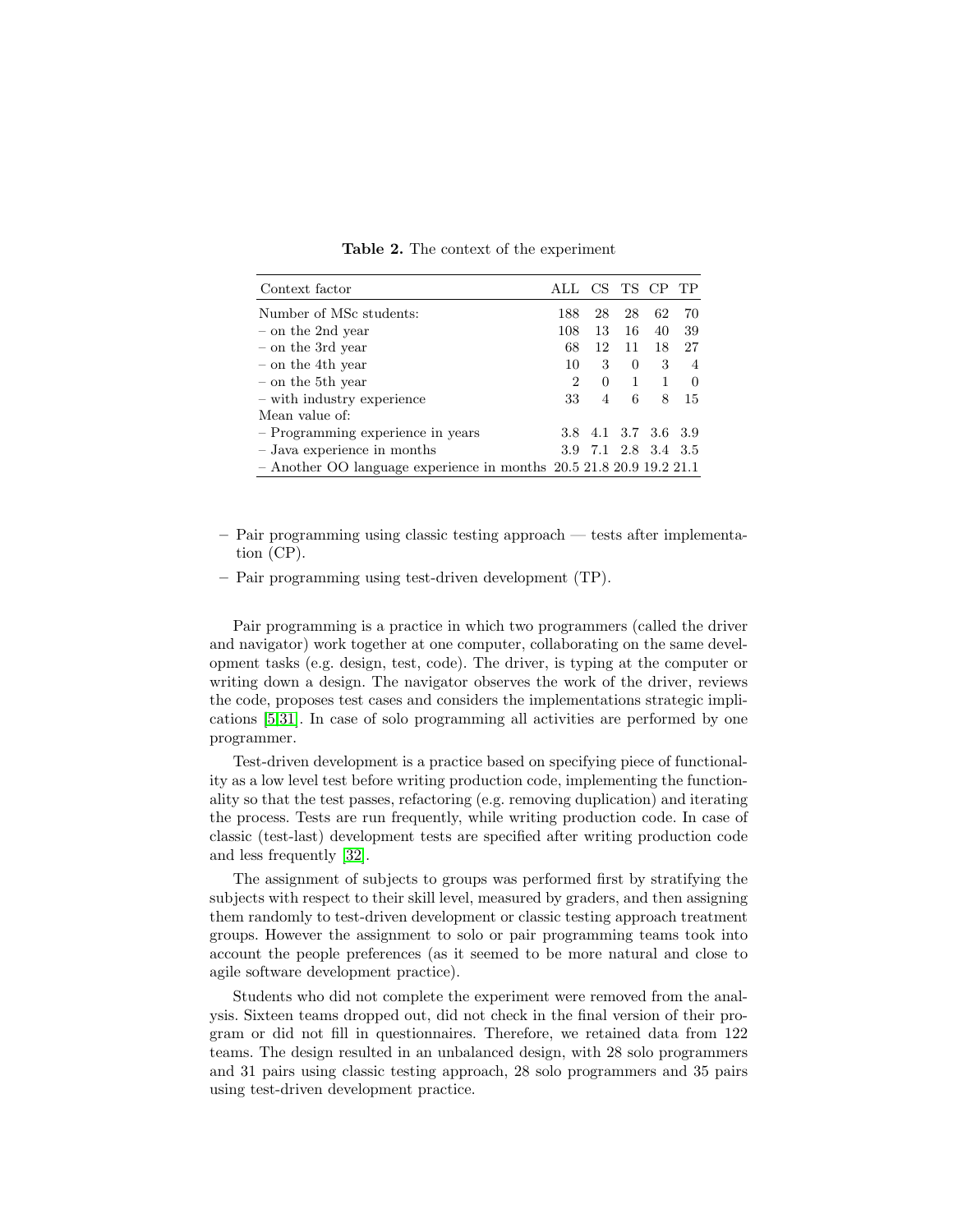**Table 2.** The context of the experiment

| Context factor | ALL | CS | TS | CP | TP |
|---|---|---|---|---|---|
| Number of MSc students: | 188 | 28 | 28 | 62 | 70 |
| – on the 2nd year | 108 | 13 | 16 | 40 | 39 |
| – on the 3rd year | 68 | 12 | 11 | 18 | 27 |
| – on the 4th year | 10 | 3 | 0 | 3 | 4 |
| – on the 5th year | 2 | 0 | 1 | 1 | 0 |
| – with industry experience | 33 | 4 | 6 | 8 | 15 |
| Mean value of: | | | | | |
| – Programming experience in years | 3.8 | 4.1 | 3.7 | 3.6 | 3.9 |
| – Java experience in months | 3.9 | 7.1 | 2.8 | 3.4 | 3.5 |
| – Another OO language experience in months | 20.5 | 21.8 | 20.9 | 19.2 | 21.1 |

– Pair programming using classic testing approach — tests after implementation (CP).

– Pair programming using test-driven development (TP).

Pair programming is a practice in which two programmers (called the driver and navigator) work together at one computer, collaborating on the same development tasks (e.g. design, test, code). The driver, is typing at the computer or writing down a design. The navigator observes the work of the driver, reviews the code, proposes test cases and considers the implementations strategic implications [5,31]. In case of solo programming all activities are performed by one programmer.

Test-driven development is a practice based on specifying piece of functionality as a low level test before writing production code, implementing the functionality so that the test passes, refactoring (e.g. removing duplication) and iterating the process. Tests are run frequently, while writing production code. In case of classic (test-last) development tests are specified after writing production code and less frequently [32].

The assignment of subjects to groups was performed first by stratifying the subjects with respect to their skill level, measured by graders, and then assigning them randomly to test-driven development or classic testing approach treatment groups. However the assignment to solo or pair programming teams took into account the people preferences (as it seemed to be more natural and close to agile software development practice).

Students who did not complete the experiment were removed from the analysis. Sixteen teams dropped out, did not check in the final version of their program or did not fill in questionnaires. Therefore, we retained data from 122 teams. The design resulted in an unbalanced design, with 28 solo programmers and 31 pairs using classic testing approach, 28 solo programmers and 35 pairs using test-driven development practice.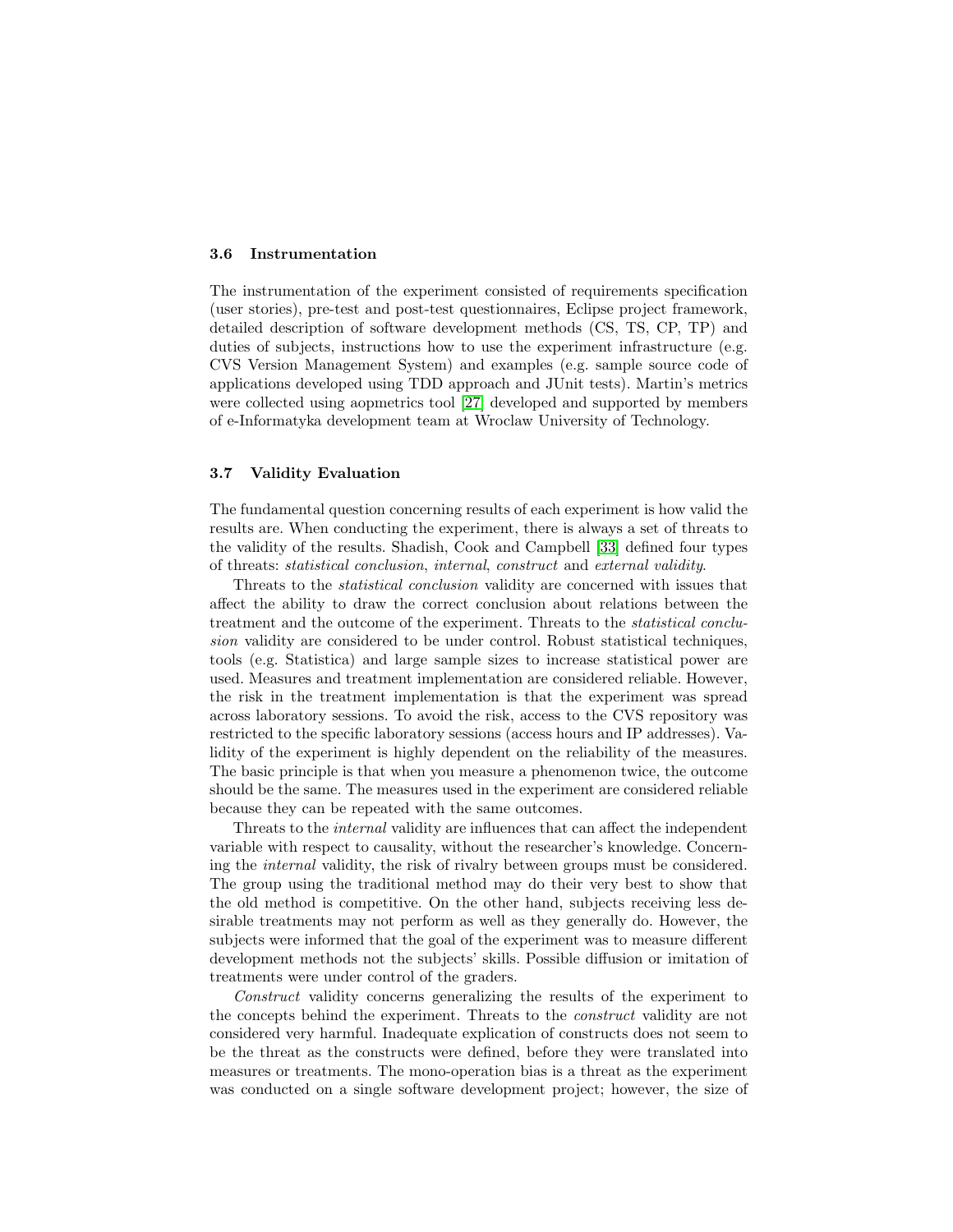### 3.6 Instrumentation

The instrumentation of the experiment consisted of requirements specification (user stories), pre-test and post-test questionnaires, Eclipse project framework, detailed description of software development methods (CS, TS, CP, TP) and duties of subjects, instructions how to use the experiment infrastructure (e.g. CVS Version Management System) and examples (e.g. sample source code of applications developed using TDD approach and JUnit tests). Martin's metrics were collected using aopmetrics tool [27] developed and supported by members of e-Informatyka development team at Wroclaw University of Technology.

### 3.7 Validity Evaluation

The fundamental question concerning results of each experiment is how valid the results are. When conducting the experiment, there is always a set of threats to the validity of the results. Shadish, Cook and Campbell [33] defined four types of threats: *statistical conclusion*, *internal*, *construct* and *external validity*.

Threats to the *statistical conclusion* validity are concerned with issues that affect the ability to draw the correct conclusion about relations between the treatment and the outcome of the experiment. Threats to the *statistical conclusion* validity are considered to be under control. Robust statistical techniques, tools (e.g. Statistica) and large sample sizes to increase statistical power are used. Measures and treatment implementation are considered reliable. However, the risk in the treatment implementation is that the experiment was spread across laboratory sessions. To avoid the risk, access to the CVS repository was restricted to the specific laboratory sessions (access hours and IP addresses). Validity of the experiment is highly dependent on the reliability of the measures. The basic principle is that when you measure a phenomenon twice, the outcome should be the same. The measures used in the experiment are considered reliable because they can be repeated with the same outcomes.

Threats to the *internal* validity are influences that can affect the independent variable with respect to causality, without the researcher's knowledge. Concerning the *internal* validity, the risk of rivalry between groups must be considered. The group using the traditional method may do their very best to show that the old method is competitive. On the other hand, subjects receiving less desirable treatments may not perform as well as they generally do. However, the subjects were informed that the goal of the experiment was to measure different development methods not the subjects' skills. Possible diffusion or imitation of treatments were under control of the graders.

*Construct* validity concerns generalizing the results of the experiment to the concepts behind the experiment. Threats to the *construct* validity are not considered very harmful. Inadequate explication of constructs does not seem to be the threat as the constructs were defined, before they were translated into measures or treatments. The mono-operation bias is a threat as the experiment was conducted on a single software development project; however, the size of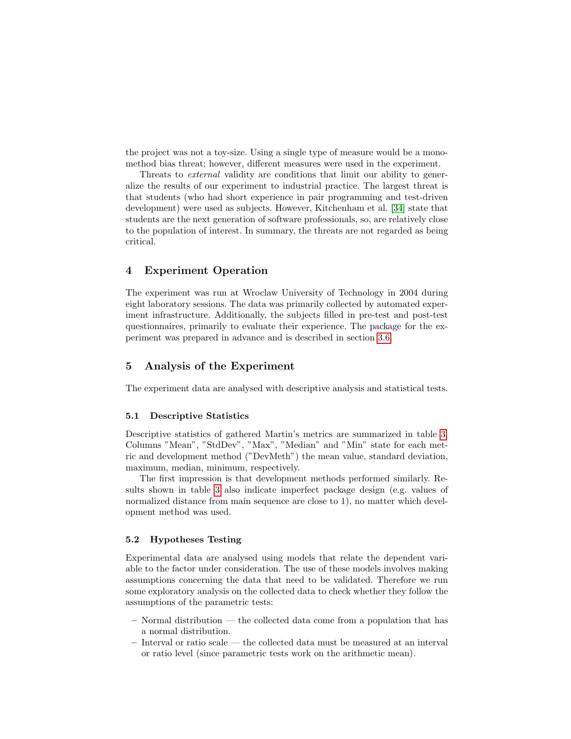the project was not a toy-size. Using a single type of measure would be a mono-method bias threat; however, different measures were used in the experiment.

Threats to *external* validity are conditions that limit our ability to generalize the results of our experiment to industrial practice. The largest threat is that students (who had short experience in pair programming and test-driven development) were used as subjects. However, Kitchenham et al. [34] state that students are the next generation of software professionals, so, are relatively close to the population of interest. In summary, the threats are not regarded as being critical.

## 4 Experiment Operation

The experiment was run at Wroclaw University of Technology in 2004 during eight laboratory sessions. The data was primarily collected by automated experiment infrastructure. Additionally, the subjects filled in pre-test and post-test questionnaires, primarily to evaluate their experience. The package for the experiment was prepared in advance and is described in section 3.6.

## 5 Analysis of the Experiment

The experiment data are analysed with descriptive analysis and statistical tests.

### 5.1 Descriptive Statistics

Descriptive statistics of gathered Martin's metrics are summarized in table 3. Columns "Mean", "StdDev", "Max", "Median" and "Min" state for each metric and development method ("DevMeth") the mean value, standard deviation, maximum, median, minimum, respectively.

The first impression is that development methods performed similarly. Results shown in table 3 also indicate imperfect package design (e.g. values of normalized distance from main sequence are close to 1), no matter which development method was used.

### 5.2 Hypotheses Testing

Experimental data are analysed using models that relate the dependent variable to the factor under consideration. The use of these models involves making assumptions concerning the data that need to be validated. Therefore we run some exploratory analysis on the collected data to check whether they follow the assumptions of the parametric tests:

- Normal distribution — the collected data come from a population that has a normal distribution.
- Interval or ratio scale — the collected data must be measured at an interval or ratio level (since parametric tests work on the arithmetic mean).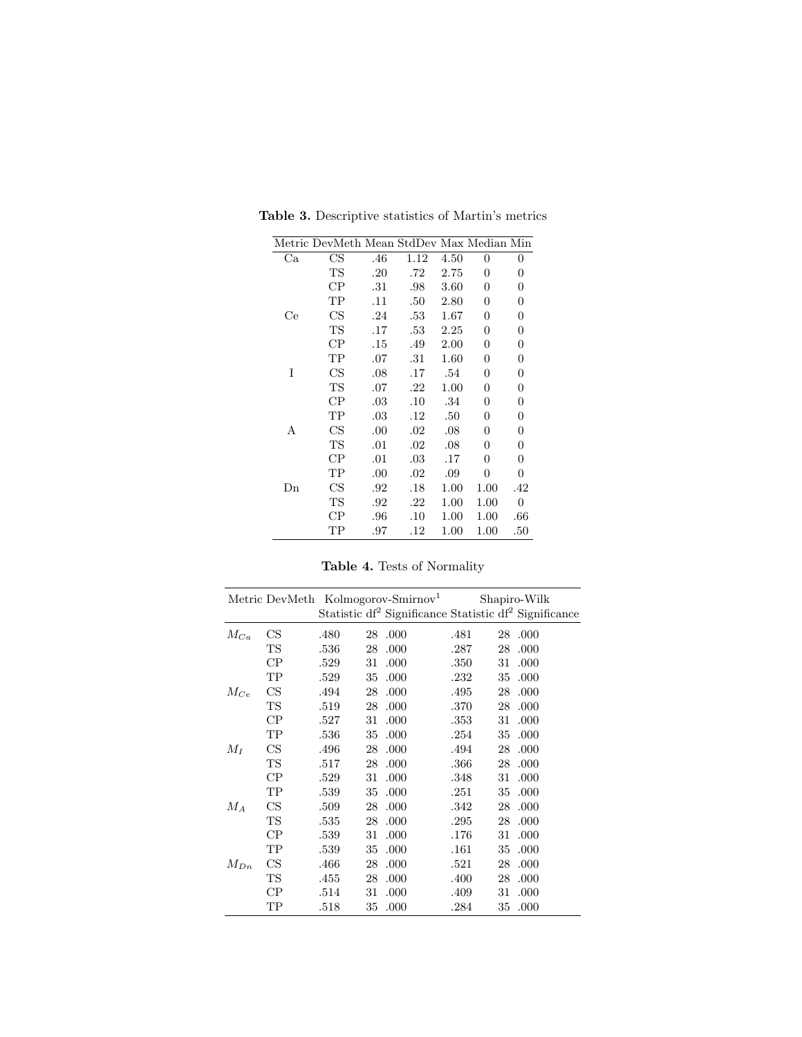**Table 3.** Descriptive statistics of Martin's metrics

| Metric | DevMeth | Mean | StdDev | Max | Median | Min |
|---|---|---|---|---|---|---|
| Ca | CS | .46 | 1.12 | 4.50 | 0 | 0 |
| | TS | .20 | .72 | 2.75 | 0 | 0 |
| | CP | .31 | .98 | 3.60 | 0 | 0 |
| | TP | .11 | .50 | 2.80 | 0 | 0 |
| Ce | CS | .24 | .53 | 1.67 | 0 | 0 |
| | TS | .17 | .53 | 2.25 | 0 | 0 |
| | CP | .15 | .49 | 2.00 | 0 | 0 |
| | TP | .07 | .31 | 1.60 | 0 | 0 |
| I | CS | .08 | .17 | .54 | 0 | 0 |
| | TS | .07 | .22 | 1.00 | 0 | 0 |
| | CP | .03 | .10 | .34 | 0 | 0 |
| | TP | .03 | .12 | .50 | 0 | 0 |
| A | CS | .00 | .02 | .08 | 0 | 0 |
| | TS | .01 | .02 | .08 | 0 | 0 |
| | CP | .01 | .03 | .17 | 0 | 0 |
| | TP | .00 | .02 | .09 | 0 | 0 |
| Dn | CS | .92 | .18 | 1.00 | 1.00 | .42 |
| | TS | .92 | .22 | 1.00 | 1.00 | 0 |
| | CP | .96 | .10 | 1.00 | 1.00 | .66 |
| | TP | .97 | .12 | 1.00 | 1.00 | .50 |

**Table 4.** Tests of Normality

| Metric | DevMeth | Kolmogorov-Smirnov[1] | | | Shapiro-Wilk | | |
|---|---|---|---|---|---|---|---|
| | | Statistic | df[2] | Significance | Statistic | df[2] | Significance |
| $M_{Ca}$ | CS | .480 | 28 | .000 | .481 | 28 | .000 |
| | TS | .536 | 28 | .000 | .287 | 28 | .000 |
| | CP | .529 | 31 | .000 | .350 | 31 | .000 |
| | TP | .529 | 35 | .000 | .232 | 35 | .000 |
| $M_{Ce}$ | CS | .494 | 28 | .000 | .495 | 28 | .000 |
| | TS | .519 | 28 | .000 | .370 | 28 | .000 |
| | CP | .527 | 31 | .000 | .353 | 31 | .000 |
| | TP | .536 | 35 | .000 | .254 | 35 | .000 |
| $M_I$ | CS | .496 | 28 | .000 | .494 | 28 | .000 |
| | TS | .517 | 28 | .000 | .366 | 28 | .000 |
| | CP | .529 | 31 | .000 | .348 | 31 | .000 |
| | TP | .539 | 35 | .000 | .251 | 35 | .000 |
| $M_A$ | CS | .509 | 28 | .000 | .342 | 28 | .000 |
| | TS | .535 | 28 | .000 | .295 | 28 | .000 |
| | CP | .539 | 31 | .000 | .176 | 31 | .000 |
| | TP | .539 | 35 | .000 | .161 | 35 | .000 |
| $M_{Dn}$ | CS | .466 | 28 | .000 | .521 | 28 | .000 |
| | TS | .455 | 28 | .000 | .400 | 28 | .000 |
| | CP | .514 | 31 | .000 | .409 | 31 | .000 |
| | TP | .518 | 35 | .000 | .284 | 35 | .000 |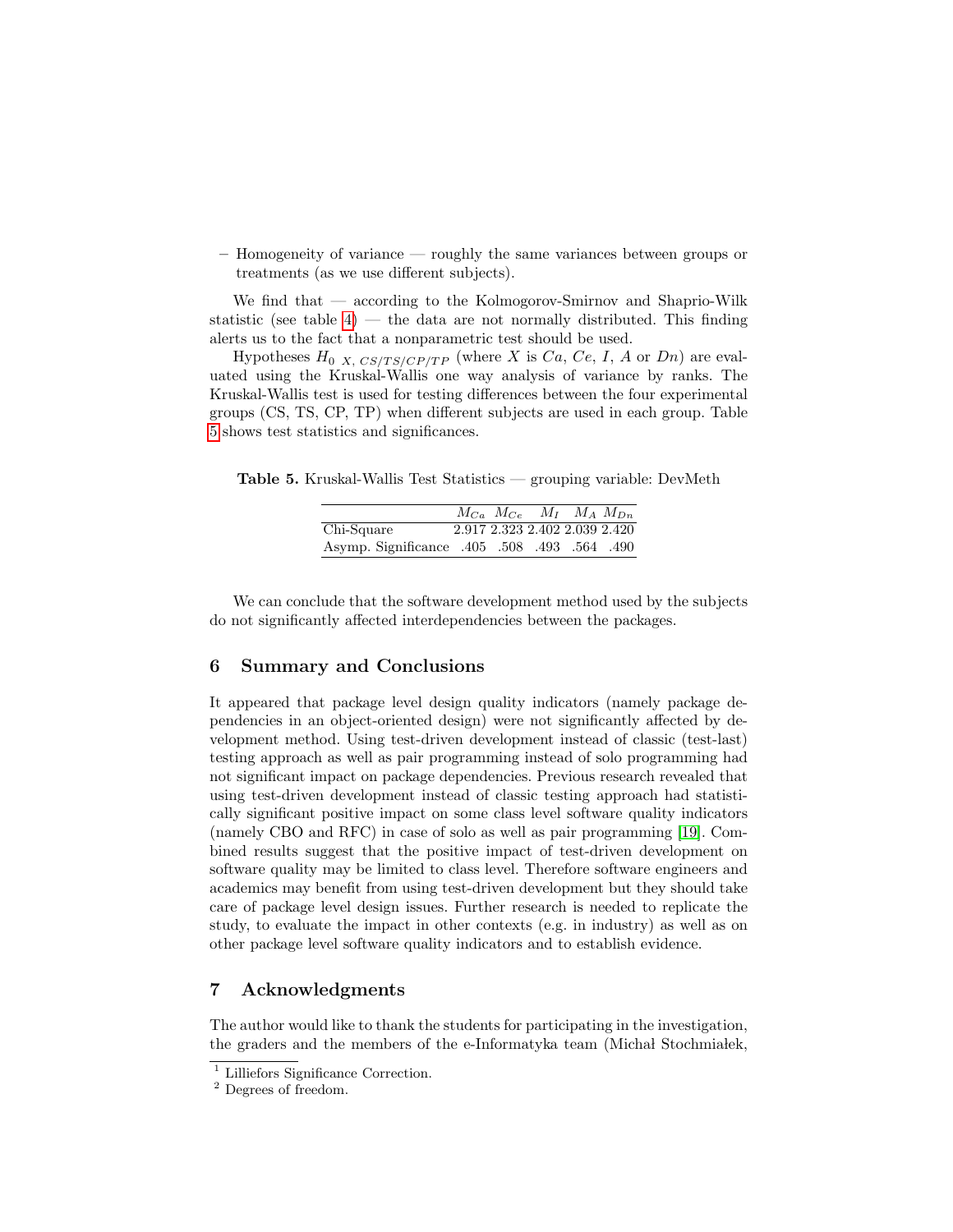– Homogeneity of variance — roughly the same variances between groups or treatments (as we use different subjects).

We find that — according to the Kolmogorov-Smirnov and Shaprio-Wilk statistic (see table 4) — the data are not normally distributed. This finding alerts us to the fact that a nonparametric test should be used.

Hypotheses $H_{0\ X,\ CS/TS/CP/TP}$ (where $X$ is $Ca$, $Ce$, $I$, $A$ or $Dn$) are evaluated using the Kruskal-Wallis one way analysis of variance by ranks. The Kruskal-Wallis test is used for testing differences between the four experimental groups (CS, TS, CP, TP) when different subjects are used in each group. Table 5 shows test statistics and significances.

**Table 5.** Kruskal-Wallis Test Statistics — grouping variable: DevMeth

| | $M_{Ca}$ | $M_{Ce}$ | $M_I$ | $M_A$ | $M_{Dn}$ |
|---|---|---|---|---|---|
| Chi-Square | 2.917 | 2.323 | 2.402 | 2.039 | 2.420 |
| Asymp. Significance | .405 | .508 | .493 | .564 | .490 |

We can conclude that the software development method used by the subjects do not significantly affected interdependencies between the packages.

## 6 Summary and Conclusions

It appeared that package level design quality indicators (namely package dependencies in an object-oriented design) were not significantly affected by development method. Using test-driven development instead of classic (test-last) testing approach as well as pair programming instead of solo programming had not significant impact on package dependencies. Previous research revealed that using test-driven development instead of classic testing approach had statistically significant positive impact on some class level software quality indicators (namely CBO and RFC) in case of solo as well as pair programming [19]. Combined results suggest that the positive impact of test-driven development on software quality may be limited to class level. Therefore software engineers and academics may benefit from using test-driven development but they should take care of package level design issues. Further research is needed to replicate the study, to evaluate the impact in other contexts (e.g. in industry) as well as on other package level software quality indicators and to establish evidence.

## 7 Acknowledgments

The author would like to thank the students for participating in the investigation, the graders and the members of the e-Informatyka team (Michał Stochmiałek,

[1] Lilliefors Significance Correction.

[2] Degrees of freedom.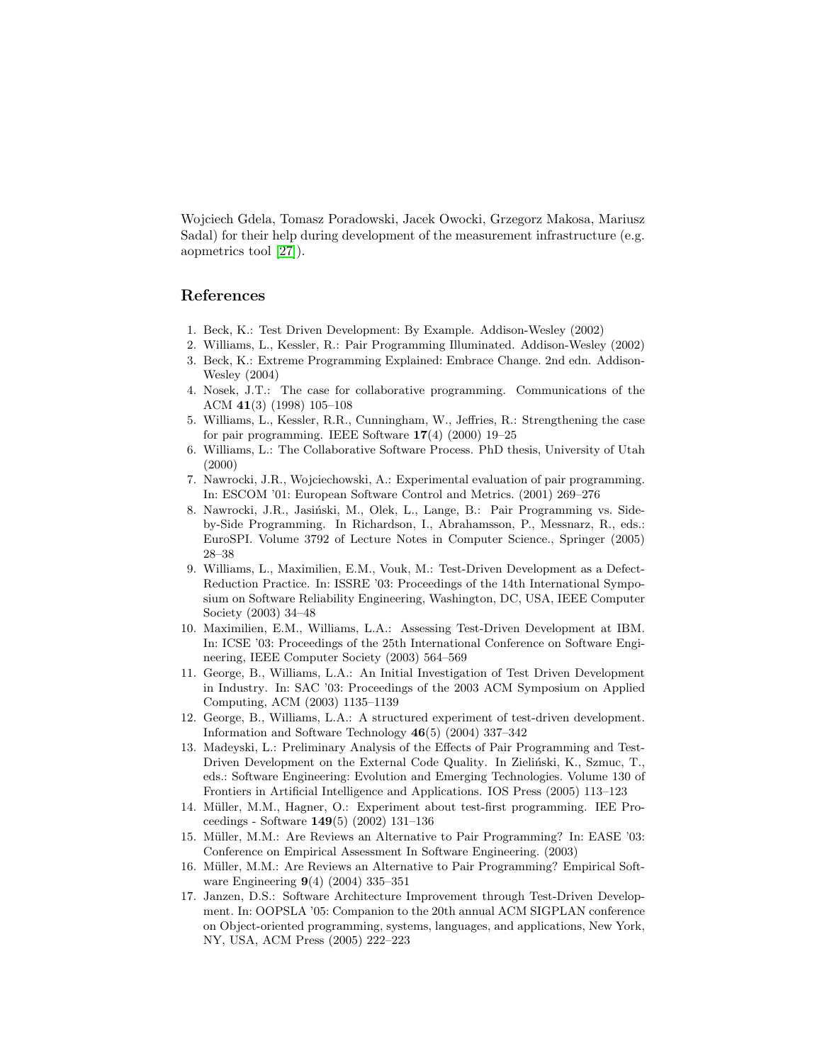Wojciech Gdela, Tomasz Poradowski, Jacek Owocki, Grzegorz Makosa, Mariusz Sadal) for their help during development of the measurement infrastructure (e.g. aopmetrics tool [27]).

## References

1. Beck, K.: Test Driven Development: By Example. Addison-Wesley (2002)
2. Williams, L., Kessler, R.: Pair Programming Illuminated. Addison-Wesley (2002)
3. Beck, K.: Extreme Programming Explained: Embrace Change. 2nd edn. Addison-Wesley (2004)
4. Nosek, J.T.: The case for collaborative programming. Communications of the ACM **41**(3) (1998) 105–108
5. Williams, L., Kessler, R.R., Cunningham, W., Jeffries, R.: Strengthening the case for pair programming. IEEE Software **17**(4) (2000) 19–25
6. Williams, L.: The Collaborative Software Process. PhD thesis, University of Utah (2000)
7. Nawrocki, J.R., Wojciechowski, A.: Experimental evaluation of pair programming. In: ESCOM '01: European Software Control and Metrics. (2001) 269–276
8. Nawrocki, J.R., Jasiński, M., Olek, L., Lange, B.: Pair Programming vs. Side-by-Side Programming. In Richardson, I., Abrahamsson, P., Messnarz, R., eds.: EuroSPI. Volume 3792 of Lecture Notes in Computer Science., Springer (2005) 28–38
9. Williams, L., Maximilien, E.M., Vouk, M.: Test-Driven Development as a Defect-Reduction Practice. In: ISSRE '03: Proceedings of the 14th International Symposium on Software Reliability Engineering, Washington, DC, USA, IEEE Computer Society (2003) 34–48
10. Maximilien, E.M., Williams, L.A.: Assessing Test-Driven Development at IBM. In: ICSE '03: Proceedings of the 25th International Conference on Software Engineering, IEEE Computer Society (2003) 564–569
11. George, B., Williams, L.A.: An Initial Investigation of Test Driven Development in Industry. In: SAC '03: Proceedings of the 2003 ACM Symposium on Applied Computing, ACM (2003) 1135–1139
12. George, B., Williams, L.A.: A structured experiment of test-driven development. Information and Software Technology **46**(5) (2004) 337–342
13. Madeyski, L.: Preliminary Analysis of the Effects of Pair Programming and Test-Driven Development on the External Code Quality. In Zieliński, K., Szmuc, T., eds.: Software Engineering: Evolution and Emerging Technologies. Volume 130 of Frontiers in Artificial Intelligence and Applications. IOS Press (2005) 113–123
14. Müller, M.M., Hagner, O.: Experiment about test-first programming. IEE Proceedings - Software **149**(5) (2002) 131–136
15. Müller, M.M.: Are Reviews an Alternative to Pair Programming? In: EASE '03: Conference on Empirical Assessment In Software Engineering. (2003)
16. Müller, M.M.: Are Reviews an Alternative to Pair Programming? Empirical Software Engineering **9**(4) (2004) 335–351
17. Janzen, D.S.: Software Architecture Improvement through Test-Driven Development. In: OOPSLA '05: Companion to the 20th annual ACM SIGPLAN conference on Object-oriented programming, systems, languages, and applications, New York, NY, USA, ACM Press (2005) 222–223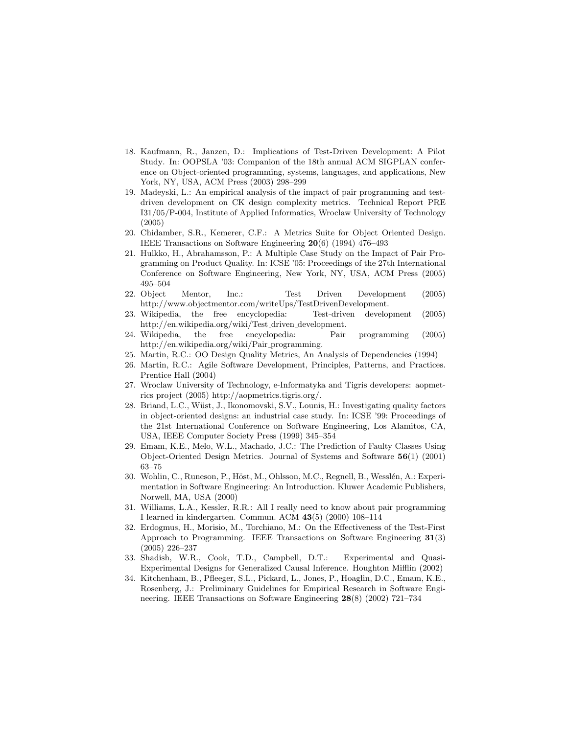18. Kaufmann, R., Janzen, D.: Implications of Test-Driven Development: A Pilot Study. In: OOPSLA '03: Companion of the 18th annual ACM SIGPLAN conference on Object-oriented programming, systems, languages, and applications, New York, NY, USA, ACM Press (2003) 298–299
19. Madeyski, L.: An empirical analysis of the impact of pair programming and test-driven development on CK design complexity metrics. Technical Report PRE I31/05/P-004, Institute of Applied Informatics, Wroclaw University of Technology (2005)
20. Chidamber, S.R., Kemerer, C.F.: A Metrics Suite for Object Oriented Design. IEEE Transactions on Software Engineering **20**(6) (1994) 476–493
21. Hulkko, H., Abrahamsson, P.: A Multiple Case Study on the Impact of Pair Programming on Product Quality. In: ICSE '05: Proceedings of the 27th International Conference on Software Engineering, New York, NY, USA, ACM Press (2005) 495–504
22. Object Mentor, Inc.: Test Driven Development (2005) http://www.objectmentor.com/writeUps/TestDrivenDevelopment.
23. Wikipedia, the free encyclopedia: Test-driven development (2005) http://en.wikipedia.org/wiki/Test_driven_development.
24. Wikipedia, the free encyclopedia: Pair programming (2005) http://en.wikipedia.org/wiki/Pair_programming.
25. Martin, R.C.: OO Design Quality Metrics, An Analysis of Dependencies (1994)
26. Martin, R.C.: Agile Software Development, Principles, Patterns, and Practices. Prentice Hall (2004)
27. Wroclaw University of Technology, e-Informatyka and Tigris developers: aopmetrics project (2005) http://aopmetrics.tigris.org/.
28. Briand, L.C., Wüst, J., Ikonomovski, S.V., Lounis, H.: Investigating quality factors in object-oriented designs: an industrial case study. In: ICSE '99: Proceedings of the 21st International Conference on Software Engineering, Los Alamitos, CA, USA, IEEE Computer Society Press (1999) 345–354
29. Emam, K.E., Melo, W.L., Machado, J.C.: The Prediction of Faulty Classes Using Object-Oriented Design Metrics. Journal of Systems and Software **56**(1) (2001) 63–75
30. Wohlin, C., Runeson, P., Höst, M., Ohlsson, M.C., Regnell, B., Wesslén, A.: Experimentation in Software Engineering: An Introduction. Kluwer Academic Publishers, Norwell, MA, USA (2000)
31. Williams, L.A., Kessler, R.R.: All I really need to know about pair programming I learned in kindergarten. Commun. ACM **43**(5) (2000) 108–114
32. Erdogmus, H., Morisio, M., Torchiano, M.: On the Effectiveness of the Test-First Approach to Programming. IEEE Transactions on Software Engineering **31**(3) (2005) 226–237
33. Shadish, W.R., Cook, T.D., Campbell, D.T.: Experimental and Quasi-Experimental Designs for Generalized Causal Inference. Houghton Mifflin (2002)
34. Kitchenham, B., Pfleeger, S.L., Pickard, L., Jones, P., Hoaglin, D.C., Emam, K.E., Rosenberg, J.: Preliminary Guidelines for Empirical Research in Software Engineering. IEEE Transactions on Software Engineering **28**(8) (2002) 721–734